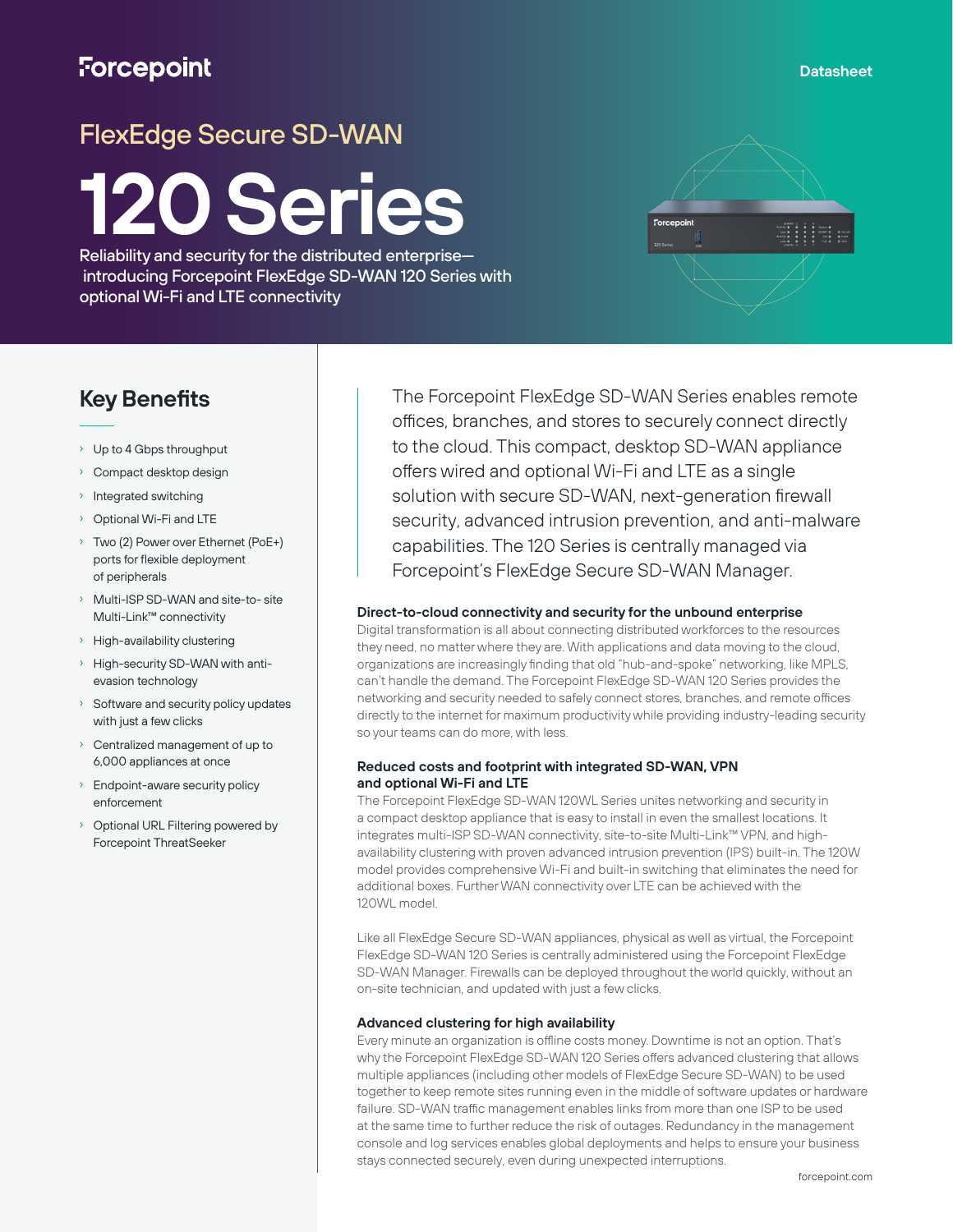Forcepoint

Datasheet

# FlexEdge Secure SD-WAN

# 120 Series

Reliability and security for the distributed enterprise—introducing Forcepoint FlexEdge SD-WAN 120 Series with optional Wi-Fi and LTE connectivity

## Key Benefits

- Up to 4 Gbps throughput
- Compact desktop design
- Integrated switching
- Optional Wi-Fi and LTE
- Two (2) Power over Ethernet (PoE+) ports for flexible deployment of peripherals
- Multi-ISP SD-WAN and site-to- site Multi-Link™ connectivity
- High-availability clustering
- High-security SD-WAN with anti-evasion technology
- Software and security policy updates with just a few clicks
- Centralized management of up to 6,000 appliances at once
- Endpoint-aware security policy enforcement
- Optional URL Filtering powered by Forcepoint ThreatSeeker

The Forcepoint FlexEdge SD-WAN Series enables remote offices, branches, and stores to securely connect directly to the cloud. This compact, desktop SD-WAN appliance offers wired and optional Wi-Fi and LTE as a single solution with secure SD-WAN, next-generation firewall security, advanced intrusion prevention, and anti-malware capabilities. The 120 Series is centrally managed via Forcepoint's FlexEdge Secure SD-WAN Manager.

### Direct-to-cloud connectivity and security for the unbound enterprise

Digital transformation is all about connecting distributed workforces to the resources they need, no matter where they are. With applications and data moving to the cloud, organizations are increasingly finding that old "hub-and-spoke" networking, like MPLS, can't handle the demand. The Forcepoint FlexEdge SD-WAN 120 Series provides the networking and security needed to safely connect stores, branches, and remote offices directly to the internet for maximum productivity while providing industry-leading security so your teams can do more, with less.

### Reduced costs and footprint with integrated SD-WAN, VPN and optional Wi-Fi and LTE

The Forcepoint FlexEdge SD-WAN 120WL Series unites networking and security in a compact desktop appliance that is easy to install in even the smallest locations. It integrates multi-ISP SD-WAN connectivity, site-to-site Multi-Link™ VPN, and high-availability clustering with proven advanced intrusion prevention (IPS) built-in. The 120W model provides comprehensive Wi-Fi and built-in switching that eliminates the need for additional boxes. Further WAN connectivity over LTE can be achieved with the 120WL model.

Like all FlexEdge Secure SD-WAN appliances, physical as well as virtual, the Forcepoint FlexEdge SD-WAN 120 Series is centrally administered using the Forcepoint FlexEdge SD-WAN Manager. Firewalls can be deployed throughout the world quickly, without an on-site technician, and updated with just a few clicks.

### Advanced clustering for high availability

Every minute an organization is offline costs money. Downtime is not an option. That's why the Forcepoint FlexEdge SD-WAN 120 Series offers advanced clustering that allows multiple appliances (including other models of FlexEdge Secure SD-WAN) to be used together to keep remote sites running even in the middle of software updates or hardware failure. SD-WAN traffic management enables links from more than one ISP to be used at the same time to further reduce the risk of outages. Redundancy in the management console and log services enables global deployments and helps to ensure your business stays connected securely, even during unexpected interruptions.

forcepoint.com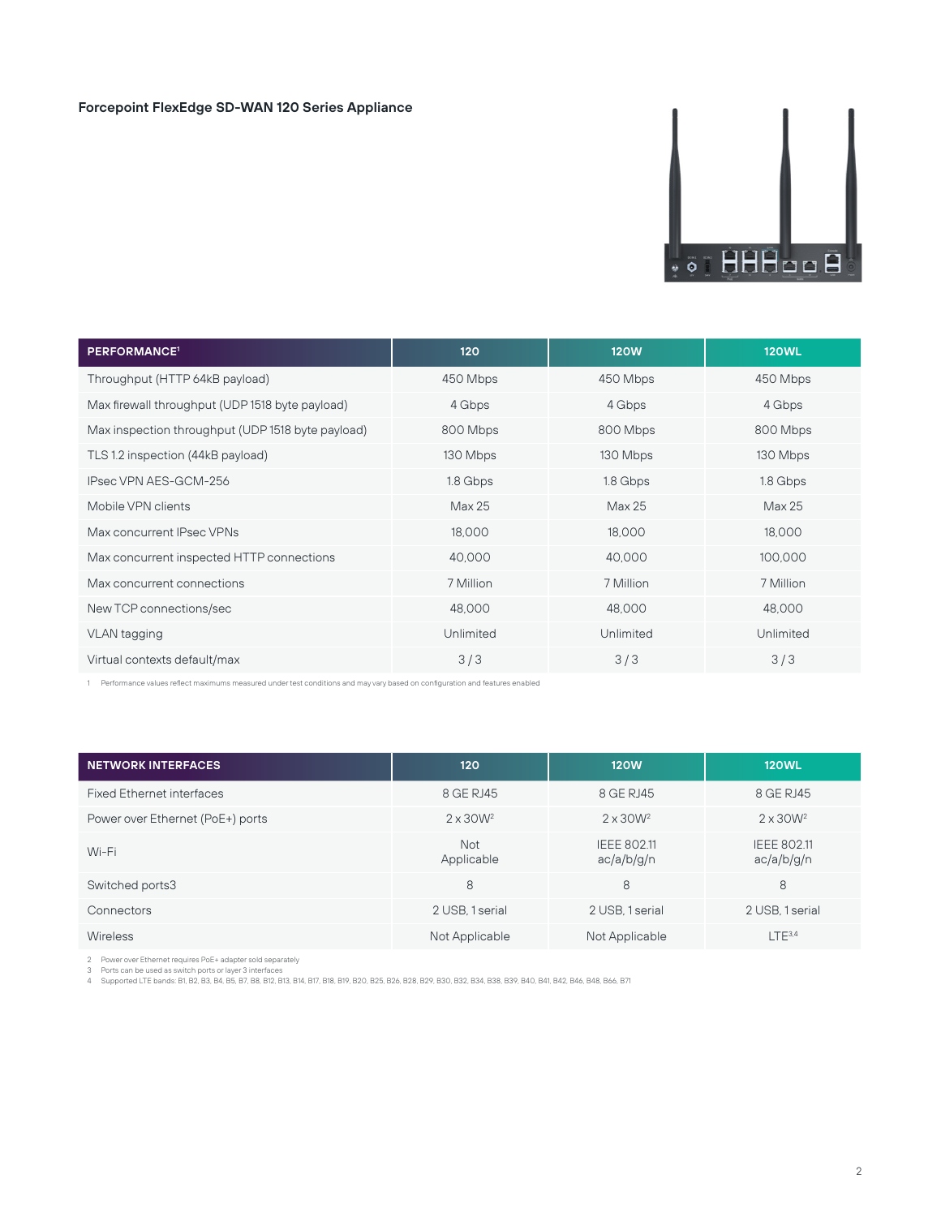### Forcepoint FlexEdge SD-WAN 120 Series Appliance

| PERFORMANCE[1] | 120 | 120W | 120WL |
| --- | --- | --- | --- |
| Throughput (HTTP 64kB payload) | 450 Mbps | 450 Mbps | 450 Mbps |
| Max firewall throughput (UDP 1518 byte payload) | 4 Gbps | 4 Gbps | 4 Gbps |
| Max inspection throughput (UDP 1518 byte payload) | 800 Mbps | 800 Mbps | 800 Mbps |
| TLS 1.2 inspection (44kB payload) | 130 Mbps | 130 Mbps | 130 Mbps |
| IPsec VPN AES-GCM-256 | 1.8 Gbps | 1.8 Gbps | 1.8 Gbps |
| Mobile VPN clients | Max 25 | Max 25 | Max 25 |
| Max concurrent IPsec VPNs | 18,000 | 18,000 | 18,000 |
| Max concurrent inspected HTTP connections | 40,000 | 40,000 | 100,000 |
| Max concurrent connections | 7 Million | 7 Million | 7 Million |
| New TCP connections/sec | 48,000 | 48,000 | 48,000 |
| VLAN tagging | Unlimited | Unlimited | Unlimited |
| Virtual contexts default/max | 3 / 3 | 3 / 3 | 3 / 3 |

1 Performance values reflect maximums measured under test conditions and may vary based on configuration and features enabled

| NETWORK INTERFACES | 120 | 120W | 120WL |
| --- | --- | --- | --- |
| Fixed Ethernet interfaces | 8 GE RJ45 | 8 GE RJ45 | 8 GE RJ45 |
| Power over Ethernet (PoE+) ports | 2 x 30W[2] | 2 x 30W[2] | 2 x 30W[2] |
| Wi-Fi | Not Applicable | IEEE 802.11 ac/a/b/g/n | IEEE 802.11 ac/a/b/g/n |
| Switched ports3 | 8 | 8 | 8 |
| Connectors | 2 USB, 1 serial | 2 USB, 1 serial | 2 USB, 1 serial |
| Wireless | Not Applicable | Not Applicable | LTE[3,4] |

2 Power over Ethernet requires PoE+ adapter sold separately
3 Ports can be used as switch ports or layer 3 interfaces
4 Supported LTE bands: B1, B2, B3, B4, B5, B7, B8, B12, B13, B14, B17, B18, B19, B20, B25, B26, B28, B29, B30, B32, B34, B38, B39, B40, B41, B42, B46, B48, B66, B71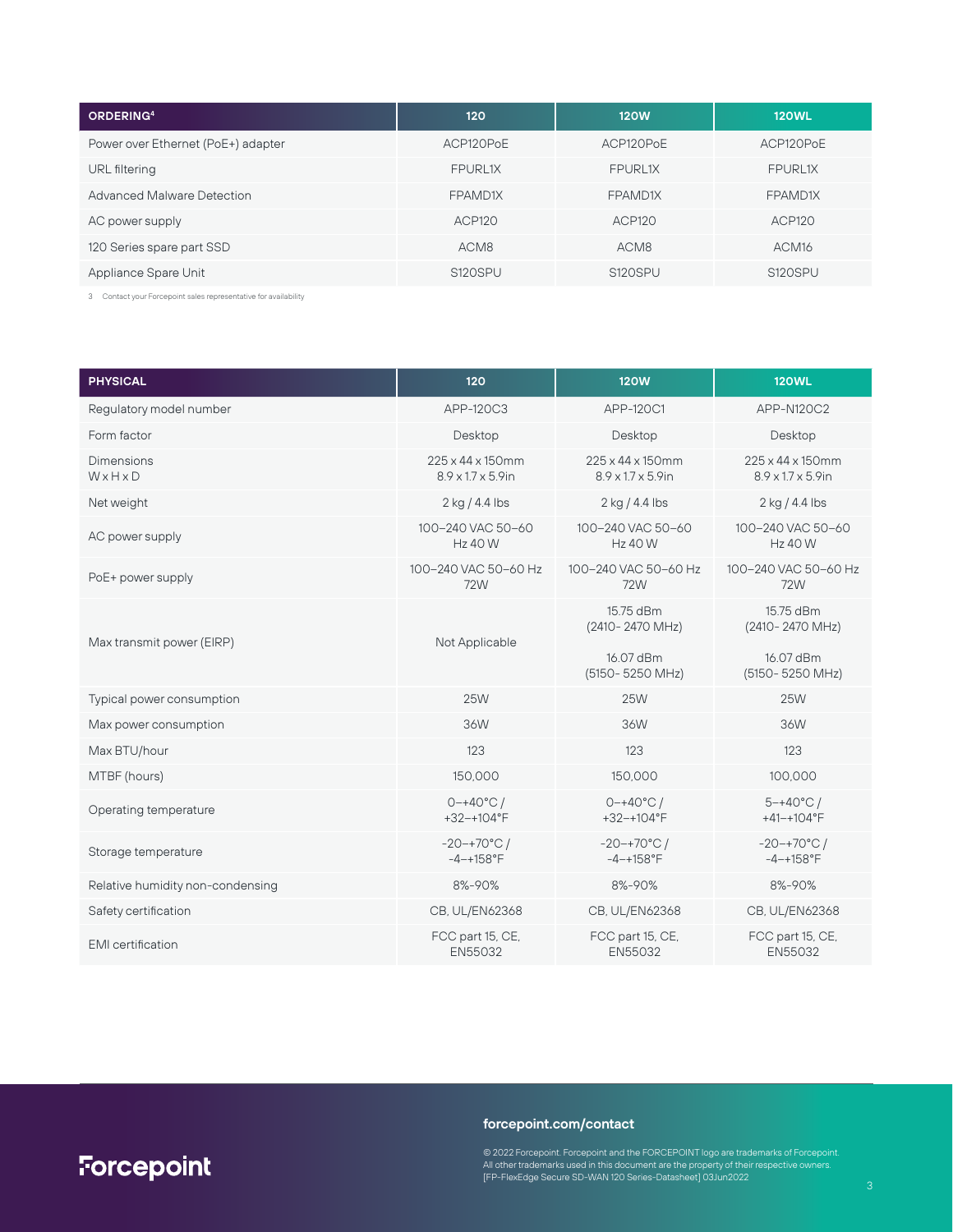| ORDERING[4] | 120 | 120W | 120WL |
| --- | --- | --- | --- |
| Power over Ethernet (PoE+) adapter | ACP120PoE | ACP120PoE | ACP120PoE |
| URL filtering | FPURL1X | FPURL1X | FPURL1X |
| Advanced Malware Detection | FPAMD1X | FPAMD1X | FPAMD1X |
| AC power supply | ACP120 | ACP120 | ACP120 |
| 120 Series spare part SSD | ACM8 | ACM8 | ACM16 |
| Appliance Spare Unit | S120SPU | S120SPU | S120SPU |

3 Contact your Forcepoint sales representative for availability

| PHYSICAL | 120 | 120W | 120WL |
| --- | --- | --- | --- |
| Regulatory model number | APP-120C3 | APP-120C1 | APP-N120C2 |
| Form factor | Desktop | Desktop | Desktop |
| Dimensions W x H x D | 225 x 44 x 150mm 8.9 x 1.7 x 5.9in | 225 x 44 x 150mm 8.9 x 1.7 x 5.9in | 225 x 44 x 150mm 8.9 x 1.7 x 5.9in |
| Net weight | 2 kg / 4.4 lbs | 2 kg / 4.4 lbs | 2 kg / 4.4 lbs |
| AC power supply | 100–240 VAC 50–60 Hz 40 W | 100–240 VAC 50–60 Hz 40 W | 100–240 VAC 50–60 Hz 40 W |
| PoE+ power supply | 100–240 VAC 50–60 Hz 72W | 100–240 VAC 50–60 Hz 72W | 100–240 VAC 50–60 Hz 72W |
| Max transmit power (EIRP) | Not Applicable | 15.75 dBm (2410- 2470 MHz) 16.07 dBm (5150- 5250 MHz) | 15.75 dBm (2410- 2470 MHz) 16.07 dBm (5150- 5250 MHz) |
| Typical power consumption | 25W | 25W | 25W |
| Max power consumption | 36W | 36W | 36W |
| Max BTU/hour | 123 | 123 | 123 |
| MTBF (hours) | 150,000 | 150,000 | 100,000 |
| Operating temperature | 0–+40°C / +32–+104°F | 0–+40°C / +32–+104°F | 5–+40°C / +41–+104°F |
| Storage temperature | -20–+70°C / -4–+158°F | -20–+70°C / -4–+158°F | -20–+70°C / -4–+158°F |
| Relative humidity non-condensing | 8%-90% | 8%-90% | 8%-90% |
| Safety certification | CB, UL/EN62368 | CB, UL/EN62368 | CB, UL/EN62368 |
| EMI certification | FCC part 15, CE, EN55032 | FCC part 15, CE, EN55032 | FCC part 15, CE, EN55032 |

Forcepoint

**forcepoint.com/contact**

© 2022 Forcepoint. Forcepoint and the FORCEPOINT logo are trademarks of Forcepoint. All other trademarks used in this document are the property of their respective owners. [FP-FlexEdge Secure SD-WAN 120 Series-Datasheet] 03Jun2022